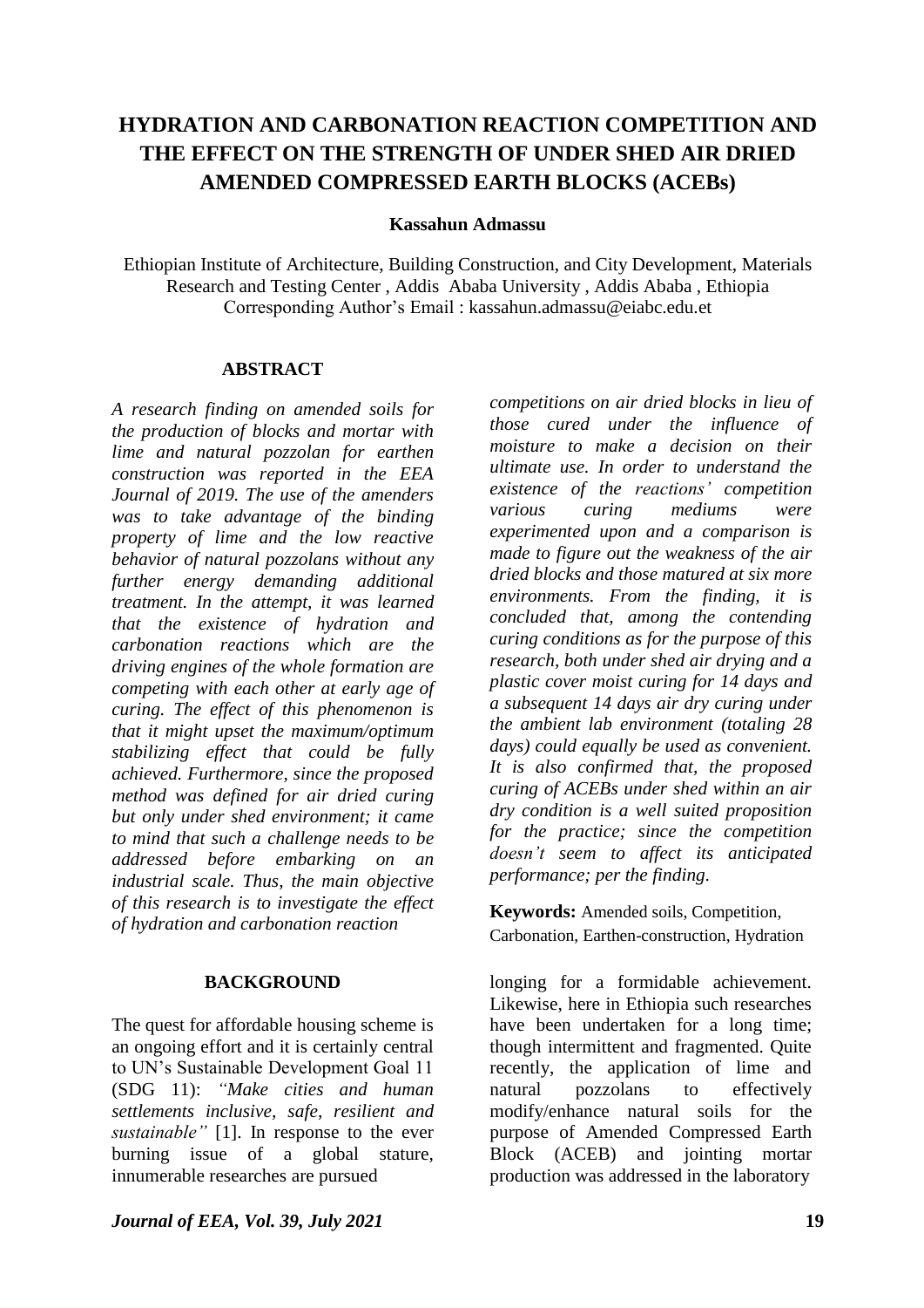# HYDRATION AND CARBONATION REACTION COMPETITION AND THE EFFECT ON THE STRENGTH OF UNDER SHED AIR DRIED AMENDED COMPRESSED EARTH BLOCKS (ACEBs)

**Kassahun Admassu**

Ethiopian Institute of Architecture, Building Construction, and City Development, Materials Research and Testing Center , Addis Ababa University , Addis Ababa , Ethiopia
Corresponding Author's Email : kassahun.admassu@eiabc.edu.et

## ABSTRACT

*A research finding on amended soils for the production of blocks and mortar with lime and natural pozzolan for earthen construction was reported in the EEA Journal of 2019. The use of the amenders was to take advantage of the binding property of lime and the low reactive behavior of natural pozzolans without any further energy demanding additional treatment. In the attempt, it was learned that the existence of hydration and carbonation reactions which are the driving engines of the whole formation are competing with each other at early age of curing. The effect of this phenomenon is that it might upset the maximum/optimum stabilizing effect that could be fully achieved. Furthermore, since the proposed method was defined for air dried curing but only under shed environment; it came to mind that such a challenge needs to be addressed before embarking on an industrial scale. Thus, the main objective of this research is to investigate the effect of hydration and carbonation reaction competitions on air dried blocks in lieu of those cured under the influence of moisture to make a decision on their ultimate use. In order to understand the existence of the reactions' competition various curing mediums were experimented upon and a comparison is made to figure out the weakness of the air dried blocks and those matured at six more environments. From the finding, it is concluded that, among the contending curing conditions as for the purpose of this research, both under shed air drying and a plastic cover moist curing for 14 days and a subsequent 14 days air dry curing under the ambient lab environment (totaling 28 days) could equally be used as convenient. It is also confirmed that, the proposed curing of ACEBs under shed within an air dry condition is a well suited proposition for the practice; since the competition doesn't seem to affect its anticipated performance; per the finding.*

**Keywords:** Amended soils, Competition, Carbonation, Earthen-construction, Hydration

## BACKGROUND

The quest for affordable housing scheme is an ongoing effort and it is certainly central to UN's Sustainable Development Goal 11 (SDG 11): *"Make cities and human settlements inclusive, safe, resilient and sustainable"* [1]. In response to the ever burning issue of a global stature, innumerable researches are pursued longing for a formidable achievement. Likewise, here in Ethiopia such researches have been undertaken for a long time; though intermittent and fragmented. Quite recently, the application of lime and natural pozzolans to effectively modify/enhance natural soils for the purpose of Amended Compressed Earth Block (ACEB) and jointing mortar production was addressed in the laboratory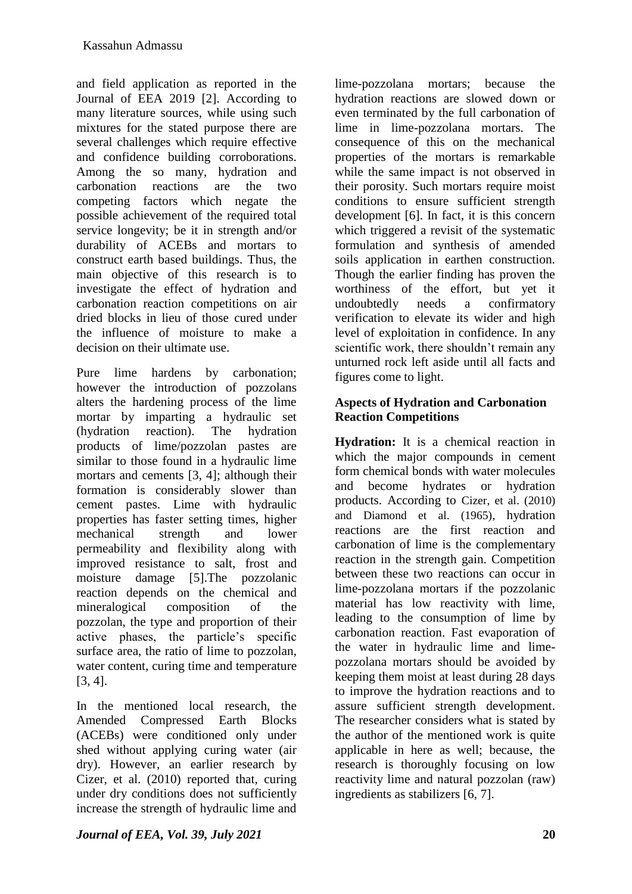and field application as reported in the Journal of EEA 2019 [2]. According to many literature sources, while using such mixtures for the stated purpose there are several challenges which require effective and confidence building corroborations. Among the so many, hydration and carbonation reactions are the two competing factors which negate the possible achievement of the required total service longevity; be it in strength and/or durability of ACEBs and mortars to construct earth based buildings. Thus, the main objective of this research is to investigate the effect of hydration and carbonation reaction competitions on air dried blocks in lieu of those cured under the influence of moisture to make a decision on their ultimate use.

Pure lime hardens by carbonation; however the introduction of pozzolans alters the hardening process of the lime mortar by imparting a hydraulic set (hydration reaction). The hydration products of lime/pozzolan pastes are similar to those found in a hydraulic lime mortars and cements [3, 4]; although their formation is considerably slower than cement pastes. Lime with hydraulic properties has faster setting times, higher mechanical strength and lower permeability and flexibility along with improved resistance to salt, frost and moisture damage [5].The pozzolanic reaction depends on the chemical and mineralogical composition of the pozzolan, the type and proportion of their active phases, the particle's specific surface area, the ratio of lime to pozzolan, water content, curing time and temperature [3, 4].

In the mentioned local research, the Amended Compressed Earth Blocks (ACEBs) were conditioned only under shed without applying curing water (air dry). However, an earlier research by Cizer, et al. (2010) reported that, curing under dry conditions does not sufficiently increase the strength of hydraulic lime and lime-pozzolana mortars; because the hydration reactions are slowed down or even terminated by the full carbonation of lime in lime-pozzolana mortars. The consequence of this on the mechanical properties of the mortars is remarkable while the same impact is not observed in their porosity. Such mortars require moist conditions to ensure sufficient strength development [6]. In fact, it is this concern which triggered a revisit of the systematic formulation and synthesis of amended soils application in earthen construction. Though the earlier finding has proven the worthiness of the effort, but yet it undoubtedly needs a confirmatory verification to elevate its wider and high level of exploitation in confidence. In any scientific work, there shouldn't remain any unturned rock left aside until all facts and figures come to light.

**Aspects of Hydration and Carbonation Reaction Competitions**

**Hydration:** It is a chemical reaction in which the major compounds in cement form chemical bonds with water molecules and become hydrates or hydration products. According to Cizer, et al. (2010) and Diamond et al. (1965), hydration reactions are the first reaction and carbonation of lime is the complementary reaction in the strength gain. Competition between these two reactions can occur in lime-pozzolana mortars if the pozzolanic material has low reactivity with lime, leading to the consumption of lime by carbonation reaction. Fast evaporation of the water in hydraulic lime and lime-pozzolana mortars should be avoided by keeping them moist at least during 28 days to improve the hydration reactions and to assure sufficient strength development. The researcher considers what is stated by the author of the mentioned work is quite applicable in here as well; because, the research is thoroughly focusing on low reactivity lime and natural pozzolan (raw) ingredients as stabilizers [6, 7].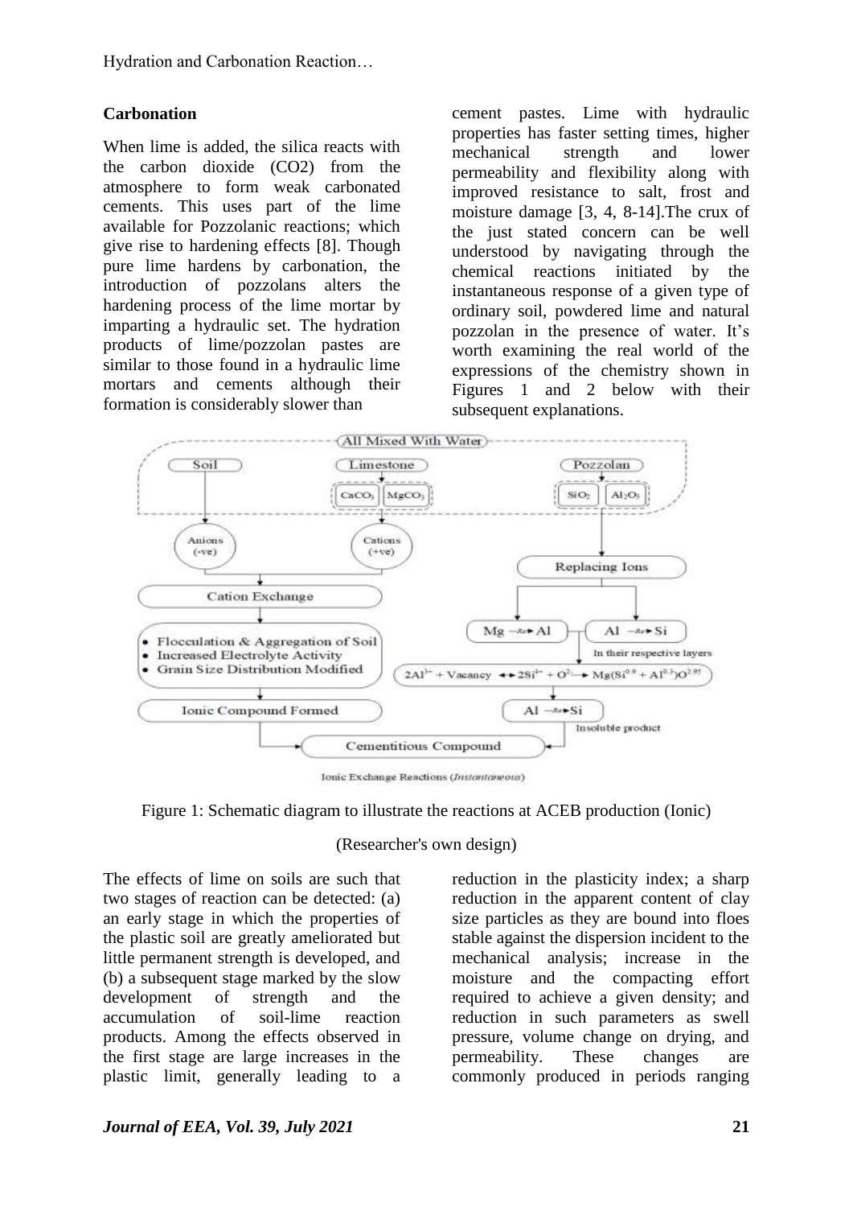### Carbonation

When lime is added, the silica reacts with the carbon dioxide (CO2) from the atmosphere to form weak carbonated cements. This uses part of the lime available for Pozzolanic reactions; which give rise to hardening effects [8]. Though pure lime hardens by carbonation, the introduction of pozzolans alters the hardening process of the lime mortar by imparting a hydraulic set. The hydration products of lime/pozzolan pastes are similar to those found in a hydraulic lime mortars and cements although their formation is considerably slower than cement pastes. Lime with hydraulic properties has faster setting times, higher mechanical strength and lower permeability and flexibility along with improved resistance to salt, frost and moisture damage [3, 4, 8-14].The crux of the just stated concern can be well understood by navigating through the chemical reactions initiated by the instantaneous response of a given type of ordinary soil, powdered lime and natural pozzolan in the presence of water. It's worth examining the real world of the expressions of the chemistry shown in Figures 1 and 2 below with their subsequent explanations.

Figure 1: Schematic diagram to illustrate the reactions at ACEB production (Ionic)

(Researcher's own design)

The effects of lime on soils are such that two stages of reaction can be detected: (a) an early stage in which the properties of the plastic soil are greatly ameliorated but little permanent strength is developed, and (b) a subsequent stage marked by the slow development of strength and the accumulation of soil-lime reaction products. Among the effects observed in the first stage are large increases in the plastic limit, generally leading to a reduction in the plasticity index; a sharp reduction in the apparent content of clay size particles as they are bound into floes stable against the dispersion incident to the mechanical analysis; increase in the moisture and the compacting effort required to achieve a given density; and reduction in such parameters as swell pressure, volume change on drying, and permeability. These changes are commonly produced in periods ranging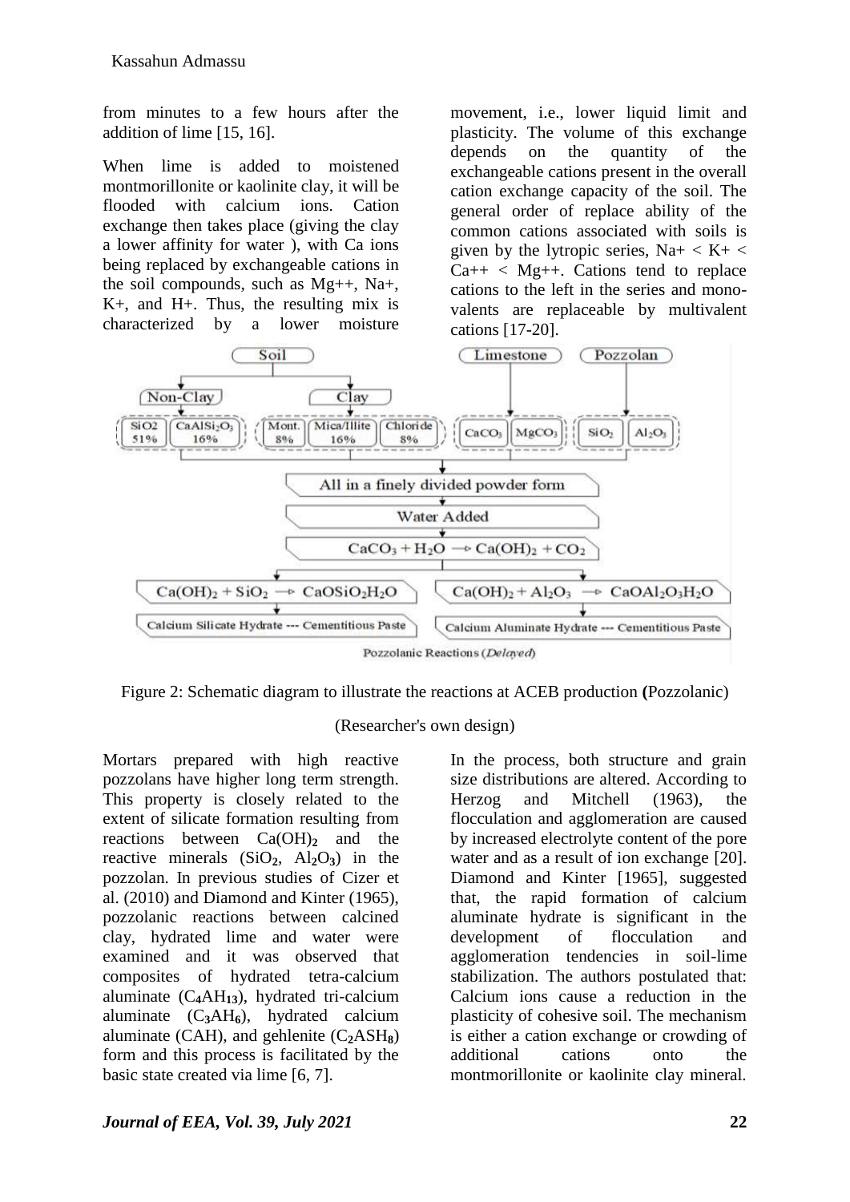from minutes to a few hours after the addition of lime [15, 16].

When lime is added to moistened montmorillonite or kaolinite clay, it will be flooded with calcium ions. Cation exchange then takes place (giving the clay a lower affinity for water ), with Ca ions being replaced by exchangeable cations in the soil compounds, such as Mg++, Na+, K+, and H+. Thus, the resulting mix is characterized by a lower moisture movement, i.e., lower liquid limit and plasticity. The volume of this exchange depends on the quantity of the exchangeable cations present in the overall cation exchange capacity of the soil. The general order of replace ability of the common cations associated with soils is given by the lytropic series, Na+ < K+ < Ca++ < Mg++. Cations tend to replace cations to the left in the series and mono-valents are replaceable by multivalent cations [17-20].

Soil → Non-Clay ($SiO_2$ 51%, $CaAlSi_2O_3$ 16%); Clay (Mont. 8%, Mica/Illite 16%, Chloride 8%)
Limestone → $CaCO_3$, $MgCO_3$
Pozzolan → $SiO_2$, $Al_2O_3$

All in a finely divided powder form
Water Added
$CaCO_3 + H_2O \rightarrow Ca(OH)_2 + CO_2$

$Ca(OH)_2 + SiO_2 \rightarrow CaOSiO_2H_2O$ → Calcium Silicate Hydrate --- Cementitious Paste
$Ca(OH)_2 + Al_2O_3 \rightarrow CaOAl_2O_3H_2O$ → Calcium Aluminate Hydrate --- Cementitious Paste

Pozzolanic Reactions (*Delayed*)

Figure 2: Schematic diagram to illustrate the reactions at ACEB production **(**Pozzolanic)

(Researcher's own design)

Mortars prepared with high reactive pozzolans have higher long term strength. This property is closely related to the extent of silicate formation resulting from reactions between $Ca(OH)_2$ and the reactive minerals ($SiO_2$, $Al_2O_3$) in the pozzolan. In previous studies of Cizer et al. (2010) and Diamond and Kinter (1965), pozzolanic reactions between calcined clay, hydrated lime and water were examined and it was observed that composites of hydrated tetra-calcium aluminate ($C_4AH_{13}$), hydrated tri-calcium aluminate ($C_3AH_6$), hydrated calcium aluminate (CAH), and gehlenite ($C_2ASH_8$) form and this process is facilitated by the basic state created via lime [6, 7].

In the process, both structure and grain size distributions are altered. According to Herzog and Mitchell (1963), the flocculation and agglomeration are caused by increased electrolyte content of the pore water and as a result of ion exchange [20]. Diamond and Kinter [1965], suggested that, the rapid formation of calcium aluminate hydrate is significant in the development of flocculation and agglomeration tendencies in soil-lime stabilization. The authors postulated that: Calcium ions cause a reduction in the plasticity of cohesive soil. The mechanism is either a cation exchange or crowding of additional cations onto the montmorillonite or kaolinite clay mineral.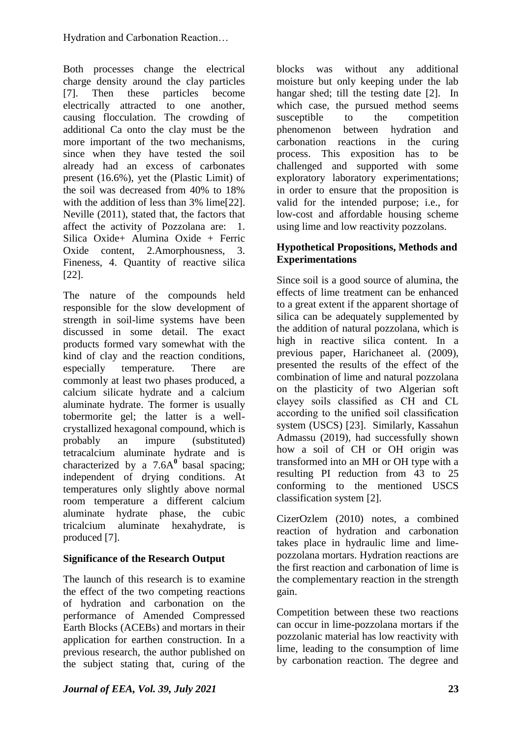Both processes change the electrical charge density around the clay particles [7]. Then these particles become electrically attracted to one another, causing flocculation. The crowding of additional Ca onto the clay must be the more important of the two mechanisms, since when they have tested the soil already had an excess of carbonates present (16.6%), yet the (Plastic Limit) of the soil was decreased from 40% to 18% with the addition of less than 3% lime[22]. Neville (2011), stated that, the factors that affect the activity of Pozzolana are: 1. Silica Oxide+ Alumina Oxide + Ferric Oxide content, 2.Amorphousness, 3. Fineness, 4. Quantity of reactive silica [22].

The nature of the compounds held responsible for the slow development of strength in soil-lime systems have been discussed in some detail. The exact products formed vary somewhat with the kind of clay and the reaction conditions, especially temperature. There are commonly at least two phases produced, a calcium silicate hydrate and a calcium aluminate hydrate. The former is usually tobermorite gel; the latter is a well-crystallized hexagonal compound, which is probably an impure (substituted) tetracalcium aluminate hydrate and is characterized by a $7.6A^{0}$ basal spacing; independent of drying conditions. At temperatures only slightly above normal room temperature a different calcium aluminate hydrate phase, the cubic tricalcium aluminate hexahydrate, is produced [7].

## Significance of the Research Output

The launch of this research is to examine the effect of the two competing reactions of hydration and carbonation on the performance of Amended Compressed Earth Blocks (ACEBs) and mortars in their application for earthen construction. In a previous research, the author published on the subject stating that, curing of the blocks was without any additional moisture but only keeping under the lab hangar shed; till the testing date [2]. In which case, the pursued method seems susceptible to the competition phenomenon between hydration and carbonation reactions in the curing process. This exposition has to be challenged and supported with some exploratory laboratory experimentations; in order to ensure that the proposition is valid for the intended purpose; i.e., for low-cost and affordable housing scheme using lime and low reactivity pozzolans.

## Hypothetical Propositions, Methods and Experimentations

Since soil is a good source of alumina, the effects of lime treatment can be enhanced to a great extent if the apparent shortage of silica can be adequately supplemented by the addition of natural pozzolana, which is high in reactive silica content. In a previous paper, Harichaneet al. (2009), presented the results of the effect of the combination of lime and natural pozzolana on the plasticity of two Algerian soft clayey soils classified as CH and CL according to the unified soil classification system (USCS) [23]. Similarly, Kassahun Admassu (2019), had successfully shown how a soil of CH or OH origin was transformed into an MH or OH type with a resulting PI reduction from 43 to 25 conforming to the mentioned USCS classification system [2].

CizerOzlem (2010) notes, a combined reaction of hydration and carbonation takes place in hydraulic lime and lime-pozzolana mortars. Hydration reactions are the first reaction and carbonation of lime is the complementary reaction in the strength gain.

Competition between these two reactions can occur in lime-pozzolana mortars if the pozzolanic material has low reactivity with lime, leading to the consumption of lime by carbonation reaction. The degree and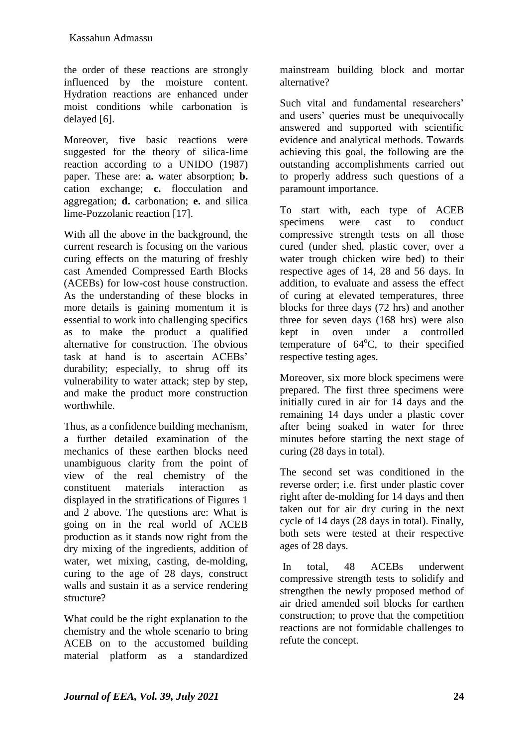the order of these reactions are strongly influenced by the moisture content. Hydration reactions are enhanced under moist conditions while carbonation is delayed [6].

Moreover, five basic reactions were suggested for the theory of silica-lime reaction according to a UNIDO (1987) paper. These are: **a.** water absorption; **b.** cation exchange; **c.** flocculation and aggregation; **d.** carbonation; **e.** and silica lime-Pozzolanic reaction [17].

With all the above in the background, the current research is focusing on the various curing effects on the maturing of freshly cast Amended Compressed Earth Blocks (ACEBs) for low-cost house construction. As the understanding of these blocks in more details is gaining momentum it is essential to work into challenging specifics as to make the product a qualified alternative for construction. The obvious task at hand is to ascertain ACEBs' durability; especially, to shrug off its vulnerability to water attack; step by step, and make the product more construction worthwhile.

Thus, as a confidence building mechanism, a further detailed examination of the mechanics of these earthen blocks need unambiguous clarity from the point of view of the real chemistry of the constituent materials interaction as displayed in the stratifications of Figures 1 and 2 above. The questions are: What is going on in the real world of ACEB production as it stands now right from the dry mixing of the ingredients, addition of water, wet mixing, casting, de-molding, curing to the age of 28 days, construct walls and sustain it as a service rendering structure?

What could be the right explanation to the chemistry and the whole scenario to bring ACEB on to the accustomed building material platform as a standardized mainstream building block and mortar alternative?

Such vital and fundamental researchers' and users' queries must be unequivocally answered and supported with scientific evidence and analytical methods. Towards achieving this goal, the following are the outstanding accomplishments carried out to properly address such questions of a paramount importance.

To start with, each type of ACEB specimens were cast to conduct compressive strength tests on all those cured (under shed, plastic cover, over a water trough chicken wire bed) to their respective ages of 14, 28 and 56 days. In addition, to evaluate and assess the effect of curing at elevated temperatures, three blocks for three days (72 hrs) and another three for seven days (168 hrs) were also kept in oven under a controlled temperature of $64^{o}C$, to their specified respective testing ages.

Moreover, six more block specimens were prepared. The first three specimens were initially cured in air for 14 days and the remaining 14 days under a plastic cover after being soaked in water for three minutes before starting the next stage of curing (28 days in total).

The second set was conditioned in the reverse order; i.e. first under plastic cover right after de-molding for 14 days and then taken out for air dry curing in the next cycle of 14 days (28 days in total). Finally, both sets were tested at their respective ages of 28 days.

In total, 48 ACEBs underwent compressive strength tests to solidify and strengthen the newly proposed method of air dried amended soil blocks for earthen construction; to prove that the competition reactions are not formidable challenges to refute the concept.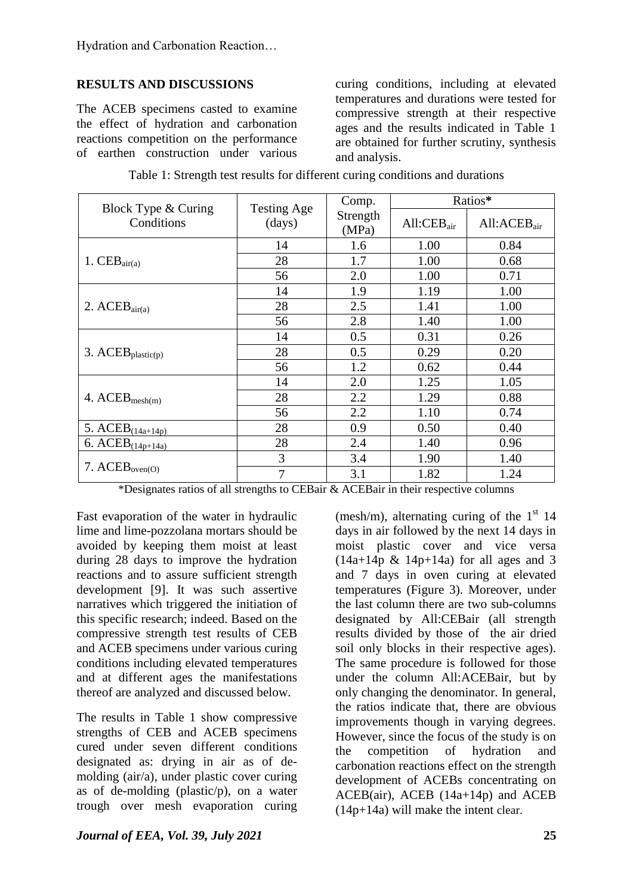## RESULTS AND DISCUSSIONS

The ACEB specimens casted to examine the effect of hydration and carbonation reactions competition on the performance of earthen construction under various curing conditions, including at elevated temperatures and durations were tested for compressive strength at their respective ages and the results indicated in Table 1 are obtained for further scrutiny, synthesis and analysis.

Table 1: Strength test results for different curing conditions and durations

| Block Type & Curing Conditions | Testing Age (days) | Comp. Strength (MPa) | Ratios* | |
|---|---|---|---|---|
| | | | All:$CEB_{air}$ | All:$ACEB_{air}$ |
| 1. $CEB_{air(a)}$ | 14 | 1.6 | 1.00 | 0.84 |
| | 28 | 1.7 | 1.00 | 0.68 |
| | 56 | 2.0 | 1.00 | 0.71 |
| 2. $ACEB_{air(a)}$ | 14 | 1.9 | 1.19 | 1.00 |
| | 28 | 2.5 | 1.41 | 1.00 |
| | 56 | 2.8 | 1.40 | 1.00 |
| 3. $ACEB_{plastic(p)}$ | 14 | 0.5 | 0.31 | 0.26 |
| | 28 | 0.5 | 0.29 | 0.20 |
| | 56 | 1.2 | 0.62 | 0.44 |
| 4. $ACEB_{mesh(m)}$ | 14 | 2.0 | 1.25 | 1.05 |
| | 28 | 2.2 | 1.29 | 0.88 |
| | 56 | 2.2 | 1.10 | 0.74 |
| 5. $ACEB_{(14a+14p)}$ | 28 | 0.9 | 0.50 | 0.40 |
| 6. $ACEB_{(14p+14a)}$ | 28 | 2.4 | 1.40 | 0.96 |
| 7. $ACEB_{oven(O)}$ | 3 | 3.4 | 1.90 | 1.40 |
| | 7 | 3.1 | 1.82 | 1.24 |

*Designates ratios of all strengths to CEBair & ACEBair in their respective columns

Fast evaporation of the water in hydraulic lime and lime-pozzolana mortars should be avoided by keeping them moist at least during 28 days to improve the hydration reactions and to assure sufficient strength development [9]. It was such assertive narratives which triggered the initiation of this specific research; indeed. Based on the compressive strength test results of CEB and ACEB specimens under various curing conditions including elevated temperatures and at different ages the manifestations thereof are analyzed and discussed below.

The results in Table 1 show compressive strengths of CEB and ACEB specimens cured under seven different conditions designated as: drying in air as of de-molding (air/a), under plastic cover curing as of de-molding (plastic/p), on a water trough over mesh evaporation curing (mesh/m), alternating curing of the 1st 14 days in air followed by the next 14 days in moist plastic cover and vice versa (14a+14p & 14p+14a) for all ages and 3 and 7 days in oven curing at elevated temperatures (Figure 3). Moreover, under the last column there are two sub-columns designated by All:CEBair (all strength results divided by those of the air dried soil only blocks in their respective ages). The same procedure is followed for those under the column All:ACEBair, but by only changing the denominator. In general, the ratios indicate that, there are obvious improvements though in varying degrees. However, since the focus of the study is on the competition of hydration and carbonation reactions effect on the strength development of ACEBs concentrating on ACEB(air), ACEB (14a+14p) and ACEB (14p+14a) will make the intent clear.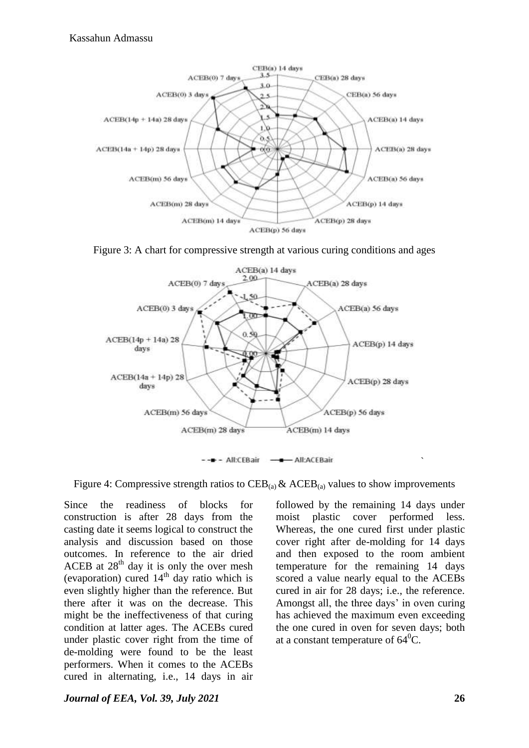Figure 3: A chart for compressive strength at various curing conditions and ages

Figure 4: Compressive strength ratios to $CEB_{(a)}$ & $ACEB_{(a)}$ values to show improvements

Since the readiness of blocks for construction is after 28 days from the casting date it seems logical to construct the analysis and discussion based on those outcomes. In reference to the air dried ACEB at 28[th] day it is only the over mesh (evaporation) cured 14[th] day ratio which is even slightly higher than the reference. But there after it was on the decrease. This might be the ineffectiveness of that curing condition at latter ages. The ACEBs cured under plastic cover right from the time of de-molding were found to be the least performers. When it comes to the ACEBs cured in alternating, i.e., 14 days in air followed by the remaining 14 days under moist plastic cover performed less. Whereas, the one cured first under plastic cover right after de-molding for 14 days and then exposed to the room ambient temperature for the remaining 14 days scored a value nearly equal to the ACEBs cured in air for 28 days; i.e., the reference. Amongst all, the three days' in oven curing has achieved the maximum even exceeding the one cured in oven for seven days; both at a constant temperature of $64^0$C.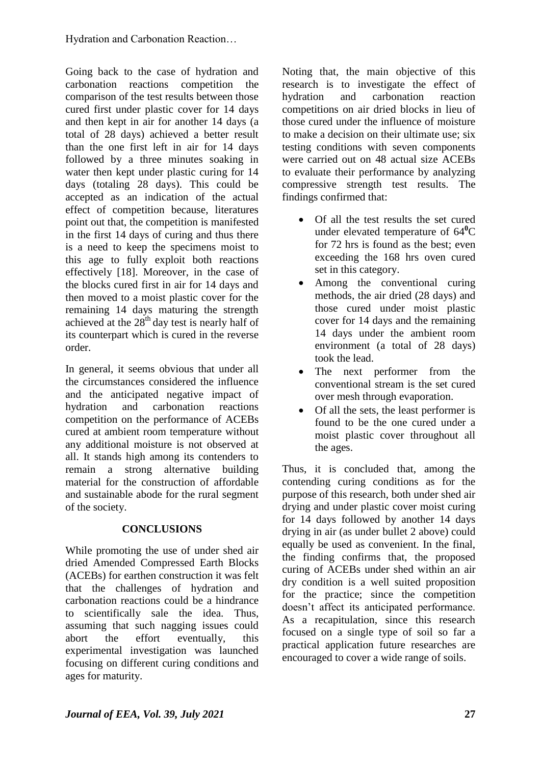Going back to the case of hydration and carbonation reactions competition the comparison of the test results between those cured first under plastic cover for 14 days and then kept in air for another 14 days (a total of 28 days) achieved a better result than the one first left in air for 14 days followed by a three minutes soaking in water then kept under plastic curing for 14 days (totaling 28 days). This could be accepted as an indication of the actual effect of competition because, literatures point out that, the competition is manifested in the first 14 days of curing and thus there is a need to keep the specimens moist to this age to fully exploit both reactions effectively [18]. Moreover, in the case of the blocks cured first in air for 14 days and then moved to a moist plastic cover for the remaining 14 days maturing the strength achieved at the 28th day test is nearly half of its counterpart which is cured in the reverse order.

In general, it seems obvious that under all the circumstances considered the influence and the anticipated negative impact of hydration and carbonation reactions competition on the performance of ACEBs cured at ambient room temperature without any additional moisture is not observed at all. It stands high among its contenders to remain a strong alternative building material for the construction of affordable and sustainable abode for the rural segment of the society.

## CONCLUSIONS

While promoting the use of under shed air dried Amended Compressed Earth Blocks (ACEBs) for earthen construction it was felt that the challenges of hydration and carbonation reactions could be a hindrance to scientifically sale the idea. Thus, assuming that such nagging issues could abort the effort eventually, this experimental investigation was launched focusing on different curing conditions and ages for maturity.

Noting that, the main objective of this research is to investigate the effect of hydration and carbonation reaction competitions on air dried blocks in lieu of those cured under the influence of moisture to make a decision on their ultimate use; six testing conditions with seven components were carried out on 48 actual size ACEBs to evaluate their performance by analyzing compressive strength test results. The findings confirmed that:

- Of all the test results the set cured under elevated temperature of $64^0$C for 72 hrs is found as the best; even exceeding the 168 hrs oven cured set in this category.
- Among the conventional curing methods, the air dried (28 days) and those cured under moist plastic cover for 14 days and the remaining 14 days under the ambient room environment (a total of 28 days) took the lead.
- The next performer from the conventional stream is the set cured over mesh through evaporation.
- Of all the sets, the least performer is found to be the one cured under a moist plastic cover throughout all the ages.

Thus, it is concluded that, among the contending curing conditions as for the purpose of this research, both under shed air drying and under plastic cover moist curing for 14 days followed by another 14 days drying in air (as under bullet 2 above) could equally be used as convenient. In the final, the finding confirms that, the proposed curing of ACEBs under shed within an air dry condition is a well suited proposition for the practice; since the competition doesn't affect its anticipated performance. As a recapitulation, since this research focused on a single type of soil so far a practical application future researches are encouraged to cover a wide range of soils.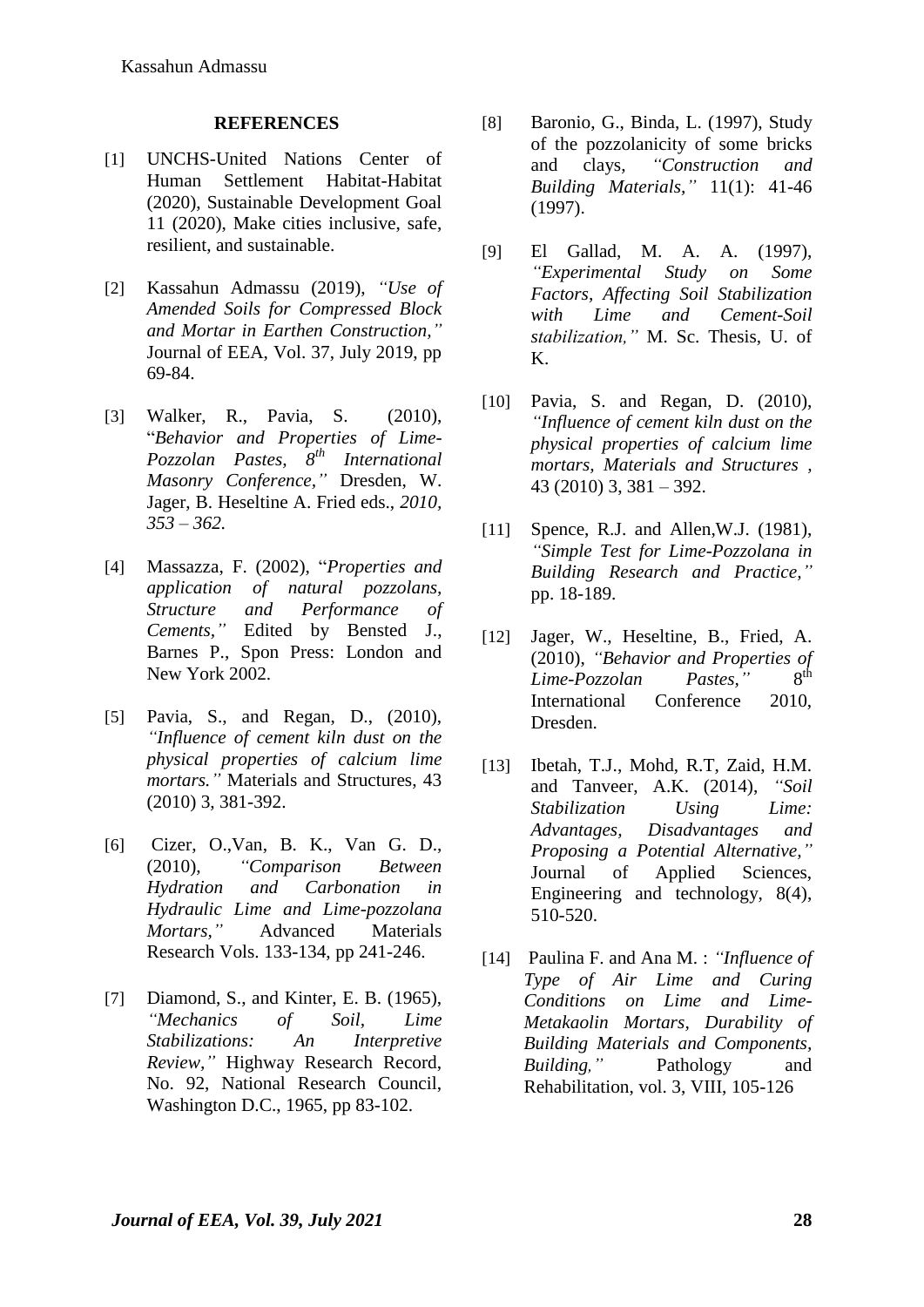#### REFERENCES

[1] UNCHS-United Nations Center of Human Settlement Habitat-Habitat (2020), Sustainable Development Goal 11 (2020), Make cities inclusive, safe, resilient, and sustainable.

[2] Kassahun Admassu (2019), *"Use of Amended Soils for Compressed Block and Mortar in Earthen Construction,"* Journal of EEA, Vol. 37, July 2019, pp 69-84.

[3] Walker, R., Pavia, S. (2010), "*Behavior and Properties of Lime-Pozzolan Pastes, 8th International Masonry Conference,"* Dresden, W. Jager, B. Heseltine A. Fried eds., *2010, 353 – 362.*

[4] Massazza, F. (2002), "*Properties and application of natural pozzolans, Structure and Performance of Cements,"* Edited by Bensted J., Barnes P., Spon Press: London and New York 2002.

[5] Pavia, S., and Regan, D., (2010), *"Influence of cement kiln dust on the physical properties of calcium lime mortars."* Materials and Structures, 43 (2010) 3, 381-392.

[6] Cizer, O.,Van, B. K., Van G. D., (2010), *"Comparison Between Hydration and Carbonation in Hydraulic Lime and Lime-pozzolana Mortars,"* Advanced Materials Research Vols. 133-134, pp 241-246.

[7] Diamond, S., and Kinter, E. B. (1965), *"Mechanics of Soil, Lime Stabilizations: An Interpretive Review,"* Highway Research Record, No. 92, National Research Council, Washington D.C., 1965, pp 83-102.

[8] Baronio, G., Binda, L. (1997), Study of the pozzolanicity of some bricks and clays, *"Construction and Building Materials,"* 11(1): 41-46 (1997).

[9] El Gallad, M. A. A. (1997), *"Experimental Study on Some Factors, Affecting Soil Stabilization with Lime and Cement-Soil stabilization,"* M. Sc. Thesis, U. of K.

[10] Pavia, S. and Regan, D. (2010), *"Influence of cement kiln dust on the physical properties of calcium lime mortars, Materials and Structures ,* 43 (2010) 3, 381 – 392.

[11] Spence, R.J. and Allen,W.J. (1981), *"Simple Test for Lime-Pozzolana in Building Research and Practice,"* pp. 18-189.

[12] Jager, W., Heseltine, B., Fried, A. (2010), *"Behavior and Properties of Lime-Pozzolan Pastes,"* 8th International Conference 2010, Dresden.

[13] Ibetah, T.J., Mohd, R.T, Zaid, H.M. and Tanveer, A.K. (2014), *"Soil Stabilization Using Lime: Advantages, Disadvantages and Proposing a Potential Alternative,"* Journal of Applied Sciences, Engineering and technology, 8(4), 510-520.

[14] Paulina F. and Ana M. : *"Influence of Type of Air Lime and Curing Conditions on Lime and Lime-Metakaolin Mortars, Durability of Building Materials and Components, Building,"* Pathology and Rehabilitation, vol. 3, VIII, 105-126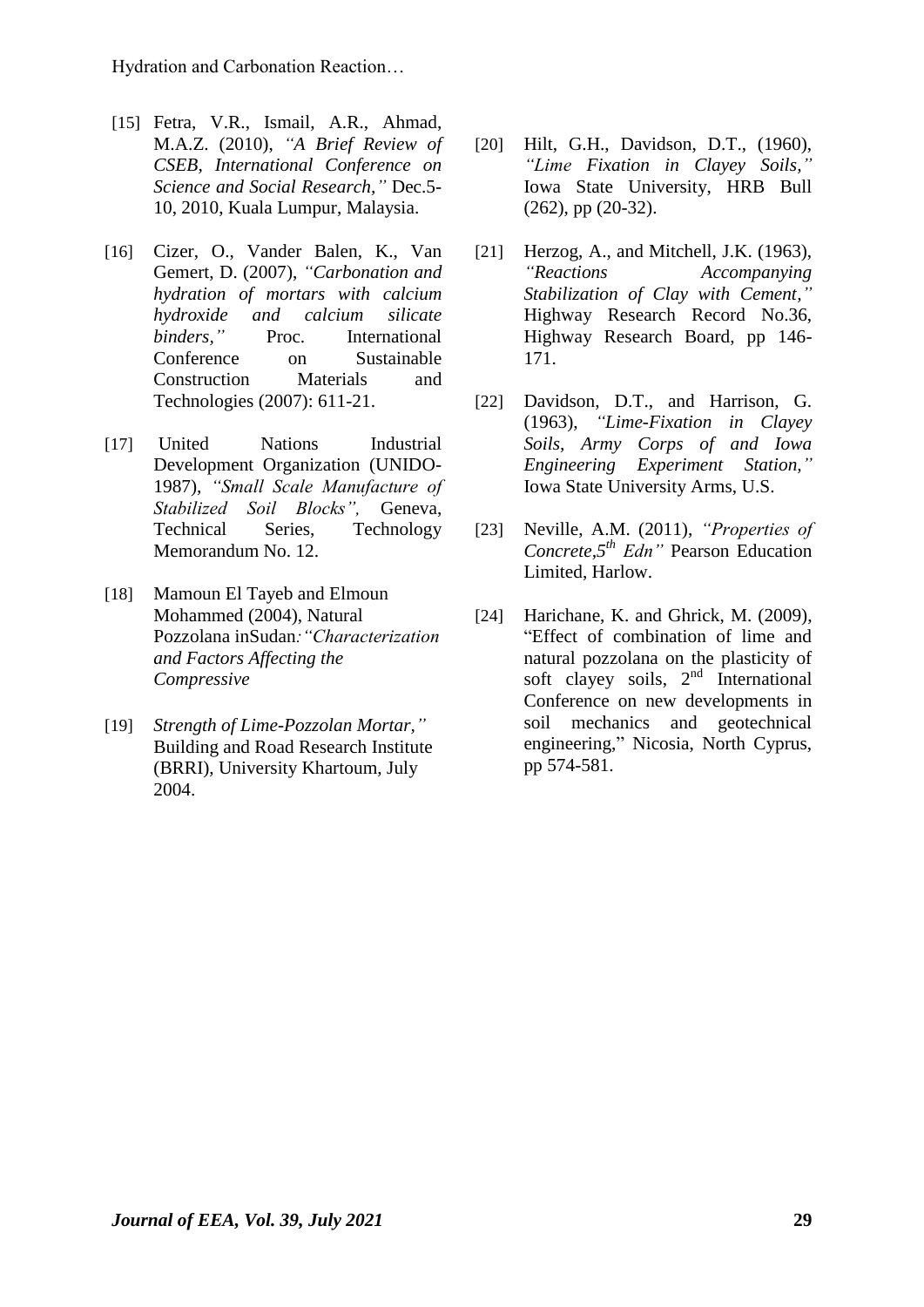[15] Fetra, V.R., Ismail, A.R., Ahmad, M.A.Z. (2010), *"A Brief Review of CSEB, International Conference on Science and Social Research,"* Dec.5-10, 2010, Kuala Lumpur, Malaysia.

[16] Cizer, O., Vander Balen, K., Van Gemert, D. (2007), *"Carbonation and hydration of mortars with calcium hydroxide and calcium silicate binders,"* Proc. International Conference on Sustainable Construction Materials and Technologies (2007): 611-21.

[17] United Nations Industrial Development Organization (UNIDO-1987), *"Small Scale Manufacture of Stabilized Soil Blocks",* Geneva, Technical Series, Technology Memorandum No. 12.

[18] Mamoun El Tayeb and Elmoun Mohammed (2004), Natural Pozzolana inSudan*:"Characterization and Factors Affecting the Compressive*

[19] *Strength of Lime-Pozzolan Mortar,"* Building and Road Research Institute (BRRI), University Khartoum, July 2004.

[20] Hilt, G.H., Davidson, D.T., (1960), *"Lime Fixation in Clayey Soils,"* Iowa State University, HRB Bull (262), pp (20-32).

[21] Herzog, A., and Mitchell, J.K. (1963), *"Reactions Accompanying Stabilization of Clay with Cement,"* Highway Research Record No.36, Highway Research Board, pp 146-171.

[22] Davidson, D.T., and Harrison, G. (1963), *"Lime-Fixation in Clayey Soils, Army Corps of and Iowa Engineering Experiment Station,"* Iowa State University Arms, U.S.

[23] Neville, A.M. (2011), *"Properties of Concrete,5th Edn"* Pearson Education Limited, Harlow.

[24] Harichane, K. and Ghrick, M. (2009), "Effect of combination of lime and natural pozzolana on the plasticity of soft clayey soils, 2nd International Conference on new developments in soil mechanics and geotechnical engineering," Nicosia, North Cyprus, pp 574-581.